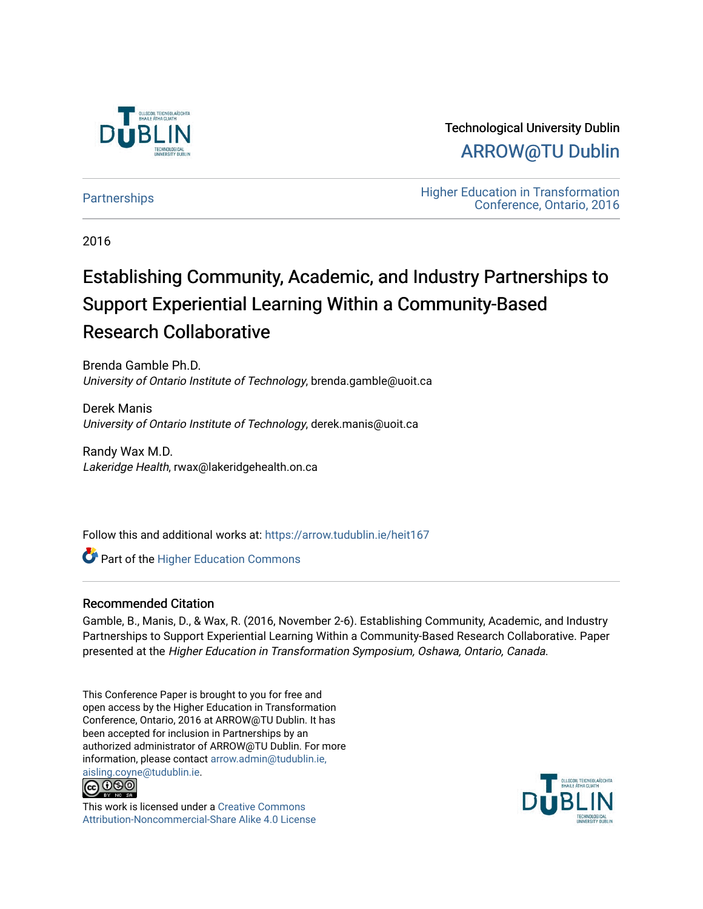Technological University Dublin

ARROW@TU Dublin

Partnerships

Higher Education in Transformation Conference, Ontario, 2016

2016

# Establishing Community, Academic, and Industry Partnerships to Support Experiential Learning Within a Community-Based Research Collaborative

Brenda Gamble Ph.D.
*University of Ontario Institute of Technology*, brenda.gamble@uoit.ca

Derek Manis
*University of Ontario Institute of Technology*, derek.manis@uoit.ca

Randy Wax M.D.
*Lakeridge Health*, rwax@lakeridgehealth.on.ca

Follow this and additional works at: https://arrow.tudublin.ie/heit167

Part of the Higher Education Commons

## Recommended Citation

Gamble, B., Manis, D., & Wax, R. (2016, November 2-6). Establishing Community, Academic, and Industry Partnerships to Support Experiential Learning Within a Community-Based Research Collaborative. Paper presented at the *Higher Education in Transformation Symposium, Oshawa, Ontario, Canada*.

This Conference Paper is brought to you for free and open access by the Higher Education in Transformation Conference, Ontario, 2016 at ARROW@TU Dublin. It has been accepted for inclusion in Partnerships by an authorized administrator of ARROW@TU Dublin. For more information, please contact arrow.admin@tudublin.ie, aisling.coyne@tudublin.ie.

This work is licensed under a Creative Commons Attribution-Noncommercial-Share Alike 4.0 License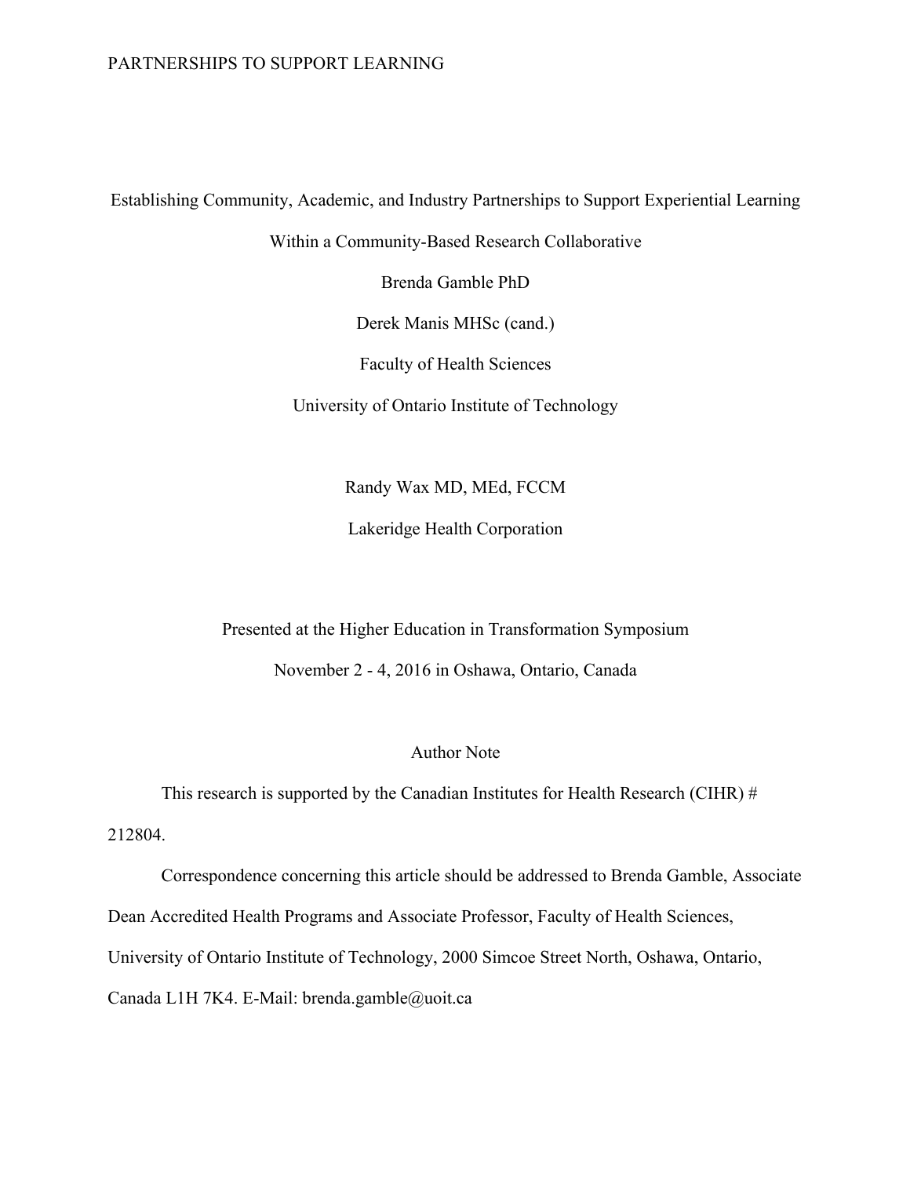# Establishing Community, Academic, and Industry Partnerships to Support Experiential Learning Within a Community-Based Research Collaborative

Brenda Gamble PhD

Derek Manis MHSc (cand.)

Faculty of Health Sciences

University of Ontario Institute of Technology

Randy Wax MD, MEd, FCCM

Lakeridge Health Corporation

Presented at the Higher Education in Transformation Symposium

November 2 - 4, 2016 in Oshawa, Ontario, Canada

## Author Note

This research is supported by the Canadian Institutes for Health Research (CIHR) # 212804.

Correspondence concerning this article should be addressed to Brenda Gamble, Associate Dean Accredited Health Programs and Associate Professor, Faculty of Health Sciences, University of Ontario Institute of Technology, 2000 Simcoe Street North, Oshawa, Ontario, Canada L1H 7K4. E-Mail: brenda.gamble@uoit.ca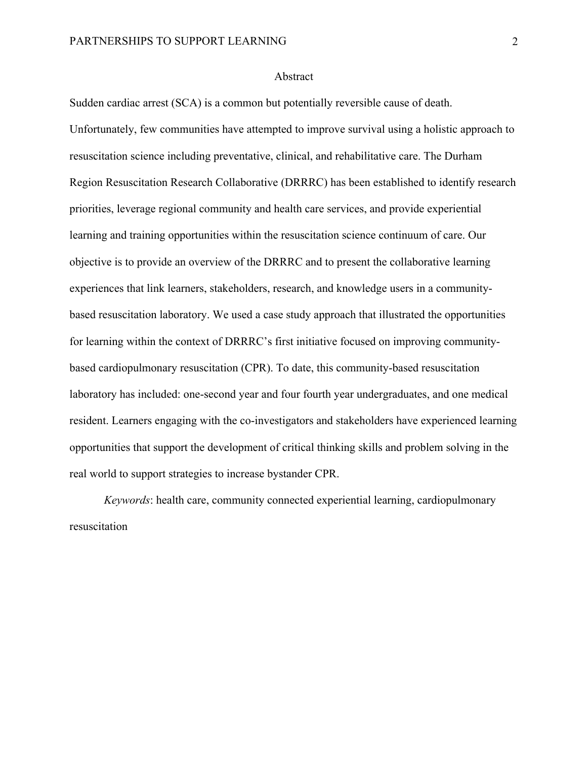## Abstract

Sudden cardiac arrest (SCA) is a common but potentially reversible cause of death. Unfortunately, few communities have attempted to improve survival using a holistic approach to resuscitation science including preventative, clinical, and rehabilitative care. The Durham Region Resuscitation Research Collaborative (DRRRC) has been established to identify research priorities, leverage regional community and health care services, and provide experiential learning and training opportunities within the resuscitation science continuum of care. Our objective is to provide an overview of the DRRRC and to present the collaborative learning experiences that link learners, stakeholders, research, and knowledge users in a community-based resuscitation laboratory. We used a case study approach that illustrated the opportunities for learning within the context of DRRRC's first initiative focused on improving community-based cardiopulmonary resuscitation (CPR). To date, this community-based resuscitation laboratory has included: one-second year and four fourth year undergraduates, and one medical resident. Learners engaging with the co-investigators and stakeholders have experienced learning opportunities that support the development of critical thinking skills and problem solving in the real world to support strategies to increase bystander CPR.

*Keywords*: health care, community connected experiential learning, cardiopulmonary resuscitation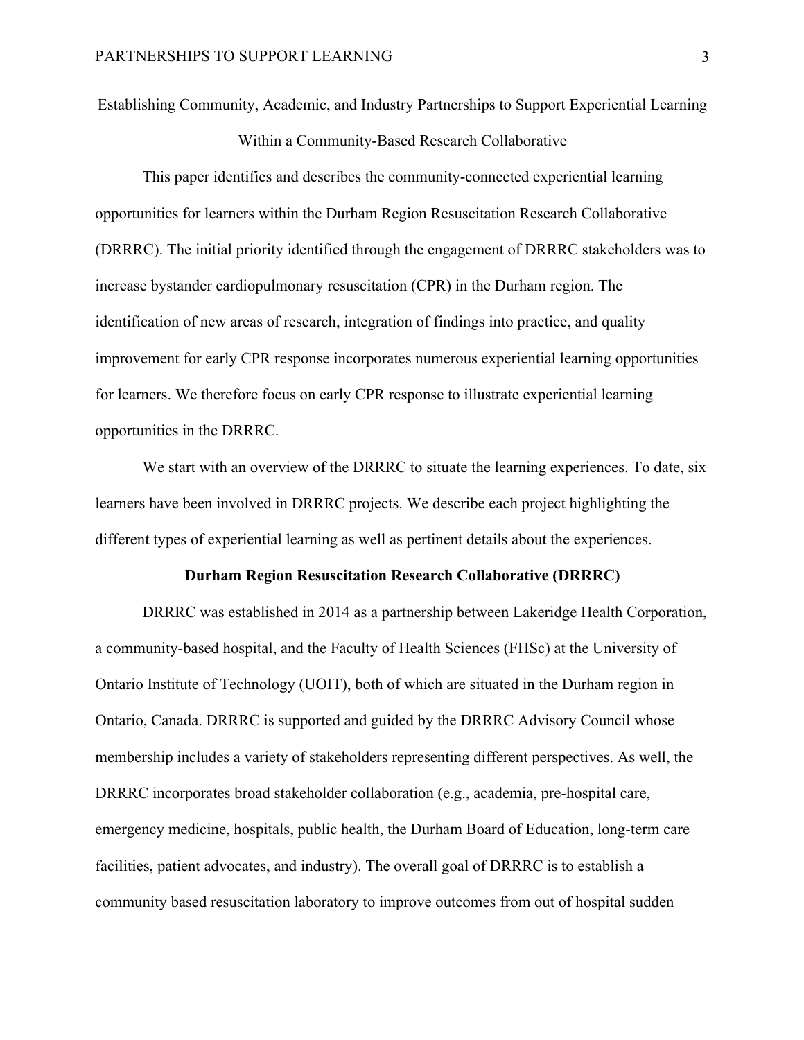Establishing Community, Academic, and Industry Partnerships to Support Experiential Learning Within a Community-Based Research Collaborative

This paper identifies and describes the community-connected experiential learning opportunities for learners within the Durham Region Resuscitation Research Collaborative (DRRRC). The initial priority identified through the engagement of DRRRC stakeholders was to increase bystander cardiopulmonary resuscitation (CPR) in the Durham region. The identification of new areas of research, integration of findings into practice, and quality improvement for early CPR response incorporates numerous experiential learning opportunities for learners. We therefore focus on early CPR response to illustrate experiential learning opportunities in the DRRRC.

We start with an overview of the DRRRC to situate the learning experiences. To date, six learners have been involved in DRRRC projects. We describe each project highlighting the different types of experiential learning as well as pertinent details about the experiences.

## Durham Region Resuscitation Research Collaborative (DRRRC)

DRRRC was established in 2014 as a partnership between Lakeridge Health Corporation, a community-based hospital, and the Faculty of Health Sciences (FHSc) at the University of Ontario Institute of Technology (UOIT), both of which are situated in the Durham region in Ontario, Canada. DRRRC is supported and guided by the DRRRC Advisory Council whose membership includes a variety of stakeholders representing different perspectives. As well, the DRRRC incorporates broad stakeholder collaboration (e.g., academia, pre-hospital care, emergency medicine, hospitals, public health, the Durham Board of Education, long-term care facilities, patient advocates, and industry). The overall goal of DRRRC is to establish a community based resuscitation laboratory to improve outcomes from out of hospital sudden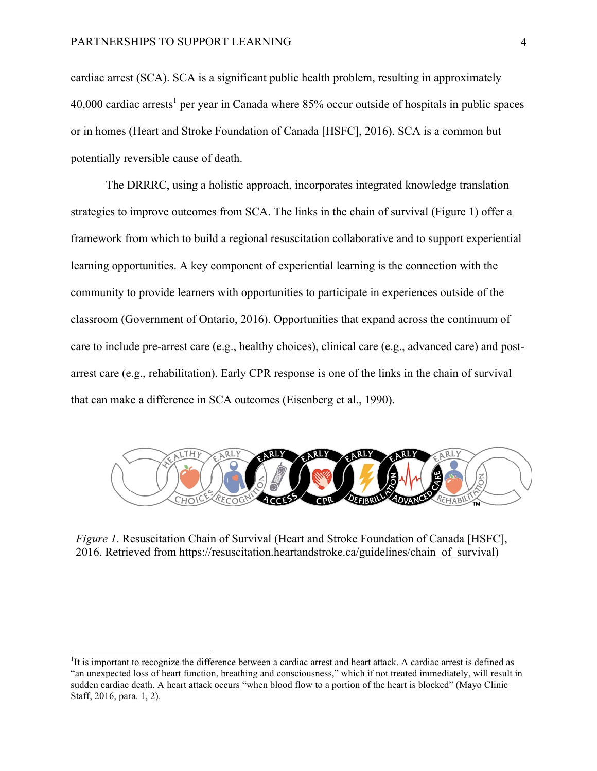cardiac arrest (SCA). SCA is a significant public health problem, resulting in approximately 40,000 cardiac arrests[1] per year in Canada where 85% occur outside of hospitals in public spaces or in homes (Heart and Stroke Foundation of Canada [HSFC], 2016). SCA is a common but potentially reversible cause of death.

The DRRRC, using a holistic approach, incorporates integrated knowledge translation strategies to improve outcomes from SCA. The links in the chain of survival (Figure 1) offer a framework from which to build a regional resuscitation collaborative and to support experiential learning opportunities. A key component of experiential learning is the connection with the community to provide learners with opportunities to participate in experiences outside of the classroom (Government of Ontario, 2016). Opportunities that expand across the continuum of care to include pre-arrest care (e.g., healthy choices), clinical care (e.g., advanced care) and post-arrest care (e.g., rehabilitation). Early CPR response is one of the links in the chain of survival that can make a difference in SCA outcomes (Eisenberg et al., 1990).

*Figure 1*. Resuscitation Chain of Survival (Heart and Stroke Foundation of Canada [HSFC], 2016. Retrieved from https://resuscitation.heartandstroke.ca/guidelines/chain_of_survival)

[1]It is important to recognize the difference between a cardiac arrest and heart attack. A cardiac arrest is defined as "an unexpected loss of heart function, breathing and consciousness," which if not treated immediately, will result in sudden cardiac death. A heart attack occurs "when blood flow to a portion of the heart is blocked" (Mayo Clinic Staff, 2016, para. 1, 2).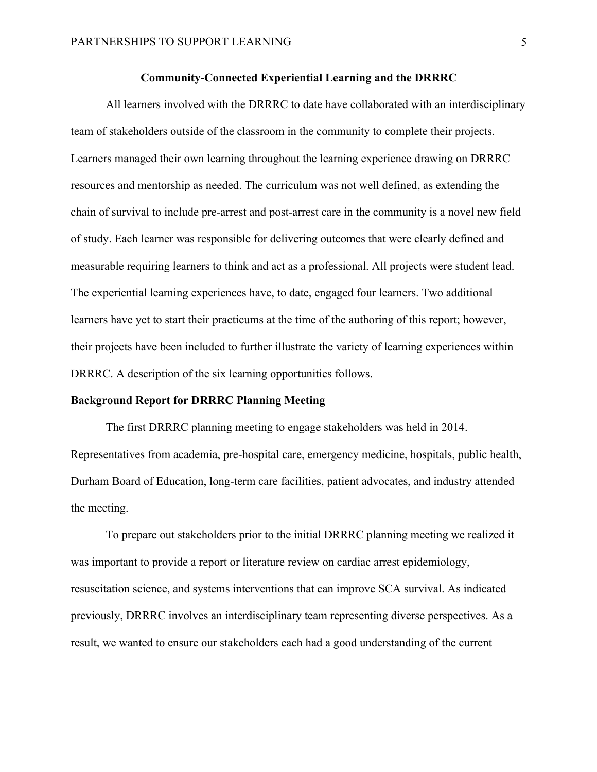## Community-Connected Experiential Learning and the DRRRC

All learners involved with the DRRRC to date have collaborated with an interdisciplinary team of stakeholders outside of the classroom in the community to complete their projects. Learners managed their own learning throughout the learning experience drawing on DRRRC resources and mentorship as needed. The curriculum was not well defined, as extending the chain of survival to include pre-arrest and post-arrest care in the community is a novel new field of study. Each learner was responsible for delivering outcomes that were clearly defined and measurable requiring learners to think and act as a professional. All projects were student lead. The experiential learning experiences have, to date, engaged four learners. Two additional learners have yet to start their practicums at the time of the authoring of this report; however, their projects have been included to further illustrate the variety of learning experiences within DRRRC. A description of the six learning opportunities follows.

### Background Report for DRRRC Planning Meeting

The first DRRRC planning meeting to engage stakeholders was held in 2014. Representatives from academia, pre-hospital care, emergency medicine, hospitals, public health, Durham Board of Education, long-term care facilities, patient advocates, and industry attended the meeting.

To prepare out stakeholders prior to the initial DRRRC planning meeting we realized it was important to provide a report or literature review on cardiac arrest epidemiology, resuscitation science, and systems interventions that can improve SCA survival. As indicated previously, DRRRC involves an interdisciplinary team representing diverse perspectives. As a result, we wanted to ensure our stakeholders each had a good understanding of the current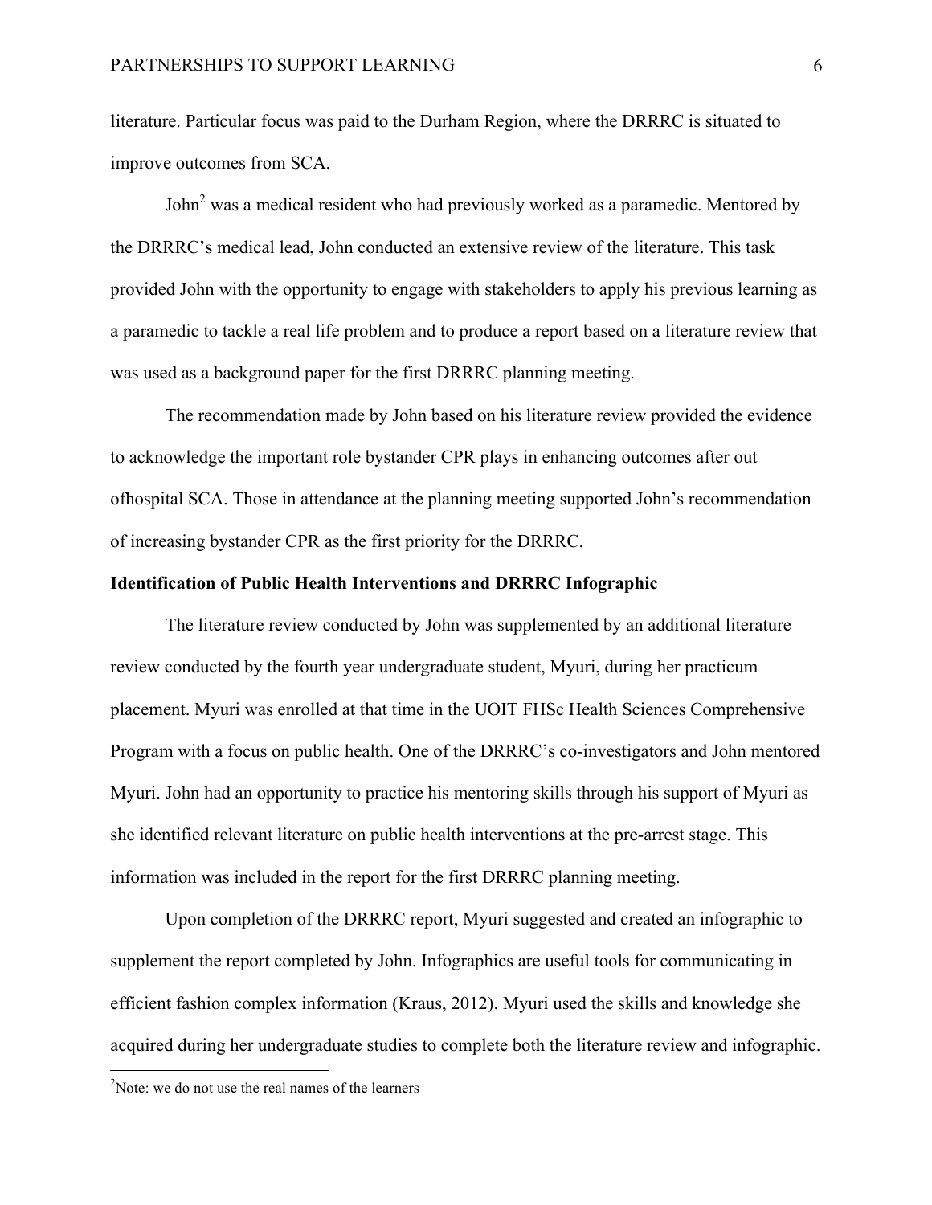literature. Particular focus was paid to the Durham Region, where the DRRRC is situated to improve outcomes from SCA.

John[2] was a medical resident who had previously worked as a paramedic. Mentored by the DRRRC's medical lead, John conducted an extensive review of the literature. This task provided John with the opportunity to engage with stakeholders to apply his previous learning as a paramedic to tackle a real life problem and to produce a report based on a literature review that was used as a background paper for the first DRRRC planning meeting.

The recommendation made by John based on his literature review provided the evidence to acknowledge the important role bystander CPR plays in enhancing outcomes after out ofhospital SCA. Those in attendance at the planning meeting supported John's recommendation of increasing bystander CPR as the first priority for the DRRRC.

**Identification of Public Health Interventions and DRRRC Infographic**

The literature review conducted by John was supplemented by an additional literature review conducted by the fourth year undergraduate student, Myuri, during her practicum placement. Myuri was enrolled at that time in the UOIT FHSc Health Sciences Comprehensive Program with a focus on public health. One of the DRRRC's co-investigators and John mentored Myuri. John had an opportunity to practice his mentoring skills through his support of Myuri as she identified relevant literature on public health interventions at the pre-arrest stage. This information was included in the report for the first DRRRC planning meeting.

Upon completion of the DRRRC report, Myuri suggested and created an infographic to supplement the report completed by John. Infographics are useful tools for communicating in efficient fashion complex information (Kraus, 2012). Myuri used the skills and knowledge she acquired during her undergraduate studies to complete both the literature review and infographic.

---

[2]Note: we do not use the real names of the learners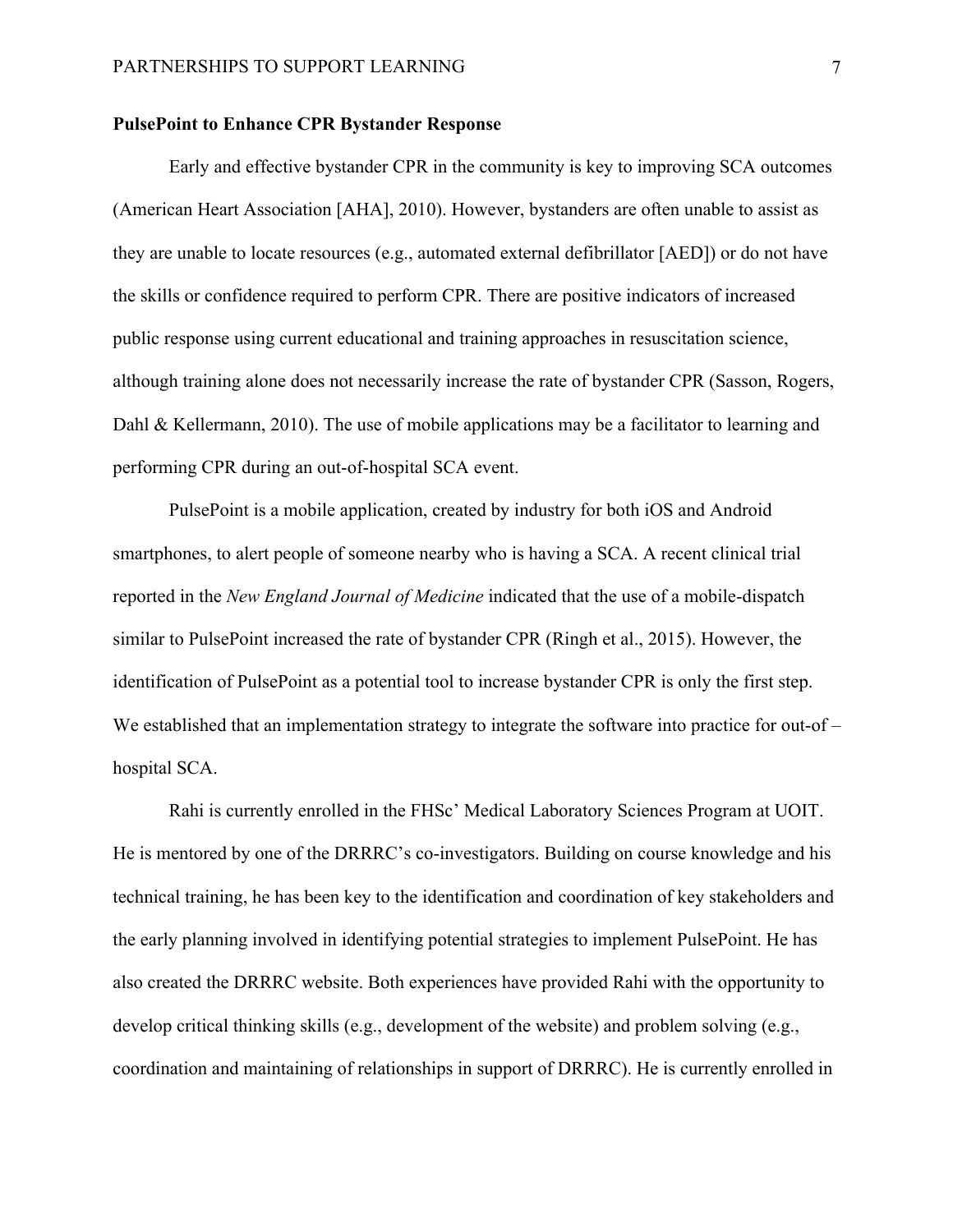**PulsePoint to Enhance CPR Bystander Response**

Early and effective bystander CPR in the community is key to improving SCA outcomes (American Heart Association [AHA], 2010). However, bystanders are often unable to assist as they are unable to locate resources (e.g., automated external defibrillator [AED]) or do not have the skills or confidence required to perform CPR. There are positive indicators of increased public response using current educational and training approaches in resuscitation science, although training alone does not necessarily increase the rate of bystander CPR (Sasson, Rogers, Dahl & Kellermann, 2010). The use of mobile applications may be a facilitator to learning and performing CPR during an out-of-hospital SCA event.

PulsePoint is a mobile application, created by industry for both iOS and Android smartphones, to alert people of someone nearby who is having a SCA. A recent clinical trial reported in the *New England Journal of Medicine* indicated that the use of a mobile-dispatch similar to PulsePoint increased the rate of bystander CPR (Ringh et al., 2015). However, the identification of PulsePoint as a potential tool to increase bystander CPR is only the first step. We established that an implementation strategy to integrate the software into practice for out-of – hospital SCA.

Rahi is currently enrolled in the FHSc' Medical Laboratory Sciences Program at UOIT. He is mentored by one of the DRRRC's co-investigators. Building on course knowledge and his technical training, he has been key to the identification and coordination of key stakeholders and the early planning involved in identifying potential strategies to implement PulsePoint. He has also created the DRRRC website. Both experiences have provided Rahi with the opportunity to develop critical thinking skills (e.g., development of the website) and problem solving (e.g., coordination and maintaining of relationships in support of DRRRC). He is currently enrolled in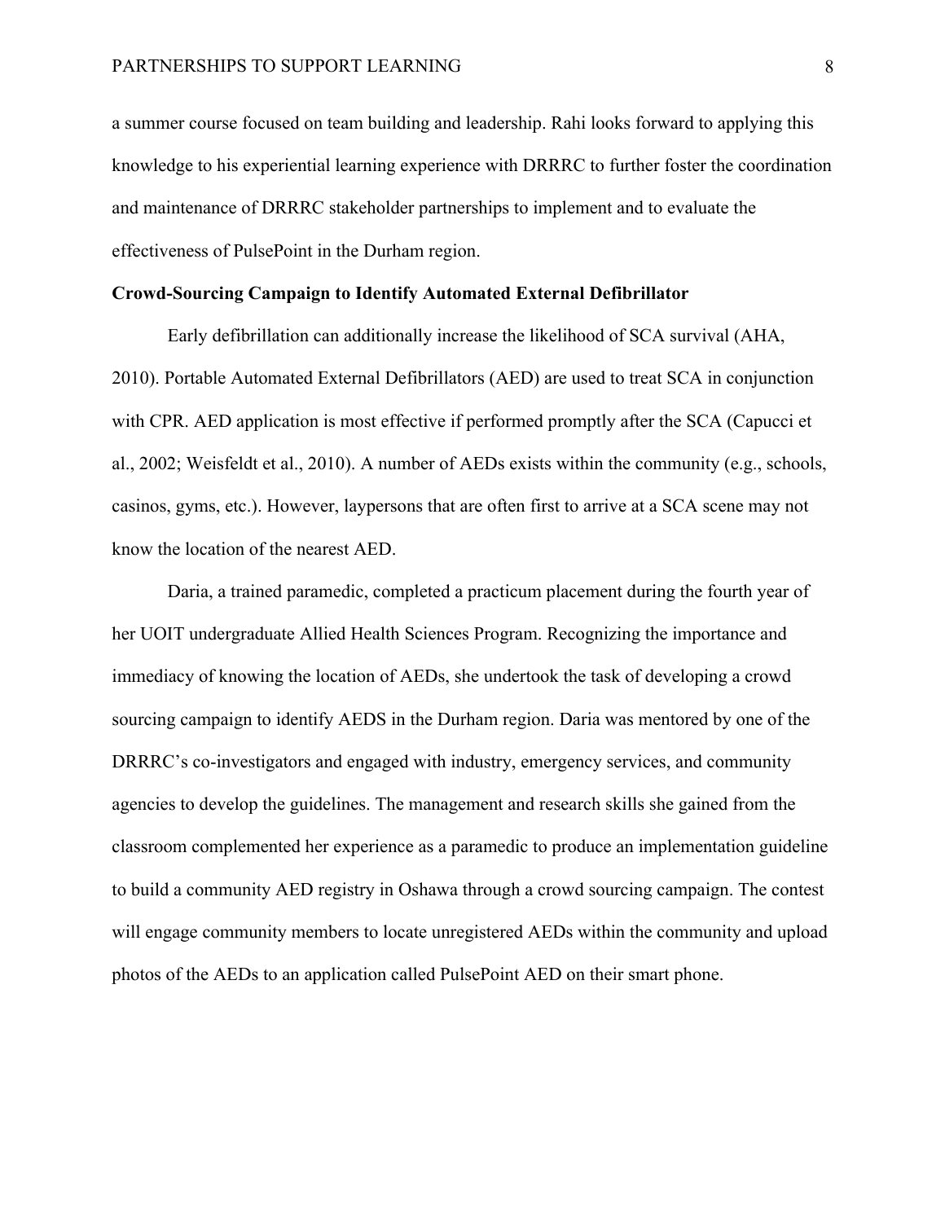a summer course focused on team building and leadership. Rahi looks forward to applying this knowledge to his experiential learning experience with DRRRC to further foster the coordination and maintenance of DRRRC stakeholder partnerships to implement and to evaluate the effectiveness of PulsePoint in the Durham region.

**Crowd-Sourcing Campaign to Identify Automated External Defibrillator**

Early defibrillation can additionally increase the likelihood of SCA survival (AHA, 2010). Portable Automated External Defibrillators (AED) are used to treat SCA in conjunction with CPR. AED application is most effective if performed promptly after the SCA (Capucci et al., 2002; Weisfeldt et al., 2010). A number of AEDs exists within the community (e.g., schools, casinos, gyms, etc.). However, laypersons that are often first to arrive at a SCA scene may not know the location of the nearest AED.

Daria, a trained paramedic, completed a practicum placement during the fourth year of her UOIT undergraduate Allied Health Sciences Program. Recognizing the importance and immediacy of knowing the location of AEDs, she undertook the task of developing a crowd sourcing campaign to identify AEDS in the Durham region. Daria was mentored by one of the DRRRC's co-investigators and engaged with industry, emergency services, and community agencies to develop the guidelines. The management and research skills she gained from the classroom complemented her experience as a paramedic to produce an implementation guideline to build a community AED registry in Oshawa through a crowd sourcing campaign. The contest will engage community members to locate unregistered AEDs within the community and upload photos of the AEDs to an application called PulsePoint AED on their smart phone.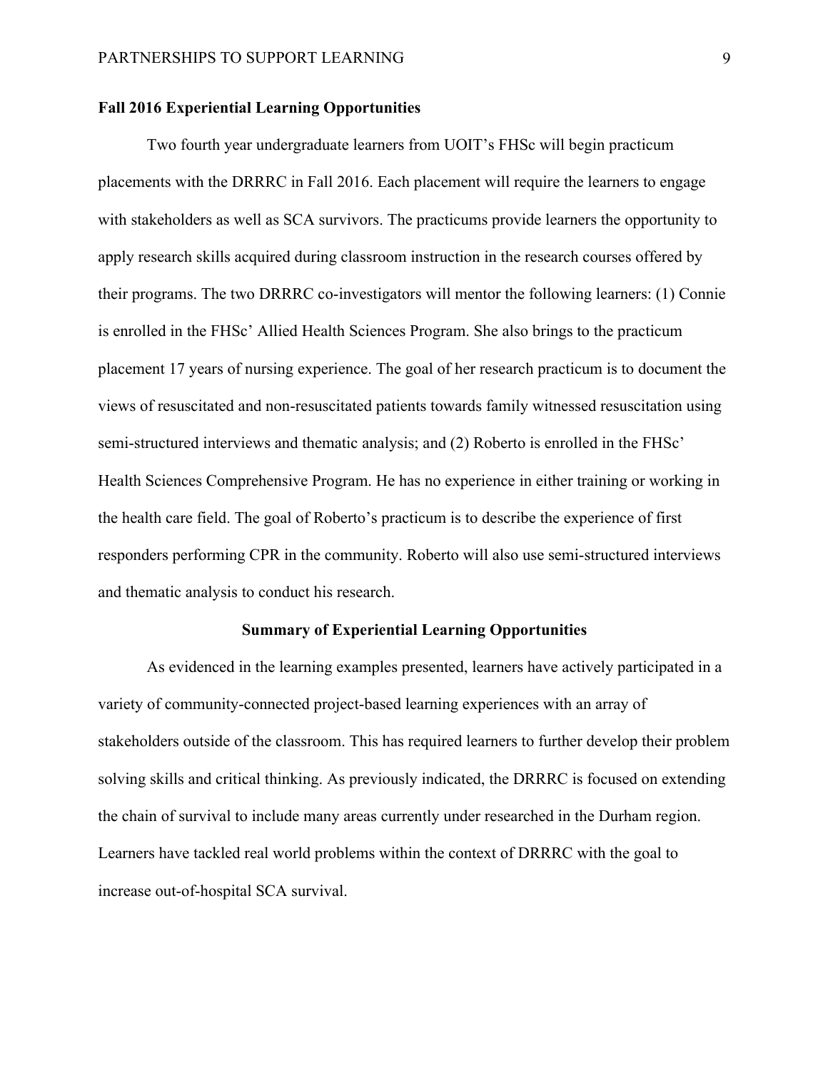**Fall 2016 Experiential Learning Opportunities**

Two fourth year undergraduate learners from UOIT's FHSc will begin practicum placements with the DRRRC in Fall 2016. Each placement will require the learners to engage with stakeholders as well as SCA survivors. The practicums provide learners the opportunity to apply research skills acquired during classroom instruction in the research courses offered by their programs. The two DRRRC co-investigators will mentor the following learners: (1) Connie is enrolled in the FHSc' Allied Health Sciences Program. She also brings to the practicum placement 17 years of nursing experience. The goal of her research practicum is to document the views of resuscitated and non-resuscitated patients towards family witnessed resuscitation using semi-structured interviews and thematic analysis; and (2) Roberto is enrolled in the FHSc' Health Sciences Comprehensive Program. He has no experience in either training or working in the health care field. The goal of Roberto's practicum is to describe the experience of first responders performing CPR in the community. Roberto will also use semi-structured interviews and thematic analysis to conduct his research.

## Summary of Experiential Learning Opportunities

As evidenced in the learning examples presented, learners have actively participated in a variety of community-connected project-based learning experiences with an array of stakeholders outside of the classroom. This has required learners to further develop their problem solving skills and critical thinking. As previously indicated, the DRRRC is focused on extending the chain of survival to include many areas currently under researched in the Durham region. Learners have tackled real world problems within the context of DRRRC with the goal to increase out-of-hospital SCA survival.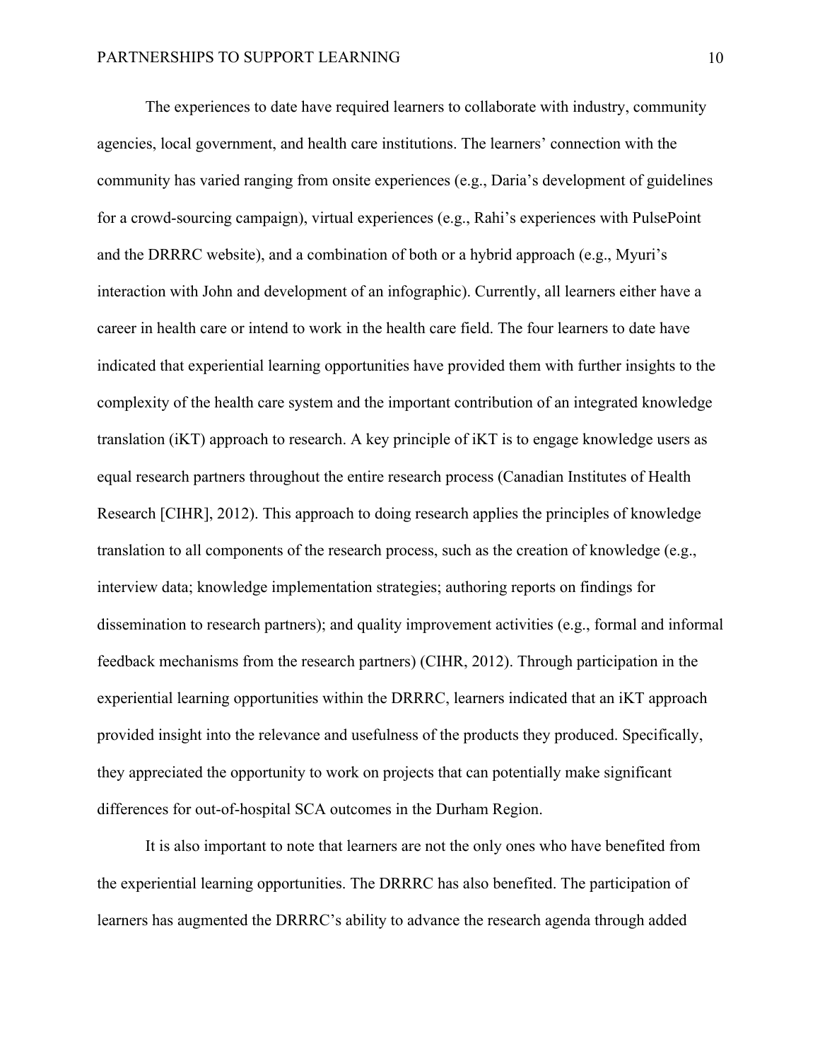The experiences to date have required learners to collaborate with industry, community agencies, local government, and health care institutions. The learners' connection with the community has varied ranging from onsite experiences (e.g., Daria's development of guidelines for a crowd-sourcing campaign), virtual experiences (e.g., Rahi's experiences with PulsePoint and the DRRRC website), and a combination of both or a hybrid approach (e.g., Myuri's interaction with John and development of an infographic). Currently, all learners either have a career in health care or intend to work in the health care field. The four learners to date have indicated that experiential learning opportunities have provided them with further insights to the complexity of the health care system and the important contribution of an integrated knowledge translation (iKT) approach to research. A key principle of iKT is to engage knowledge users as equal research partners throughout the entire research process (Canadian Institutes of Health Research [CIHR], 2012). This approach to doing research applies the principles of knowledge translation to all components of the research process, such as the creation of knowledge (e.g., interview data; knowledge implementation strategies; authoring reports on findings for dissemination to research partners); and quality improvement activities (e.g., formal and informal feedback mechanisms from the research partners) (CIHR, 2012). Through participation in the experiential learning opportunities within the DRRRC, learners indicated that an iKT approach provided insight into the relevance and usefulness of the products they produced. Specifically, they appreciated the opportunity to work on projects that can potentially make significant differences for out-of-hospital SCA outcomes in the Durham Region.

It is also important to note that learners are not the only ones who have benefited from the experiential learning opportunities. The DRRRC has also benefited. The participation of learners has augmented the DRRRC's ability to advance the research agenda through added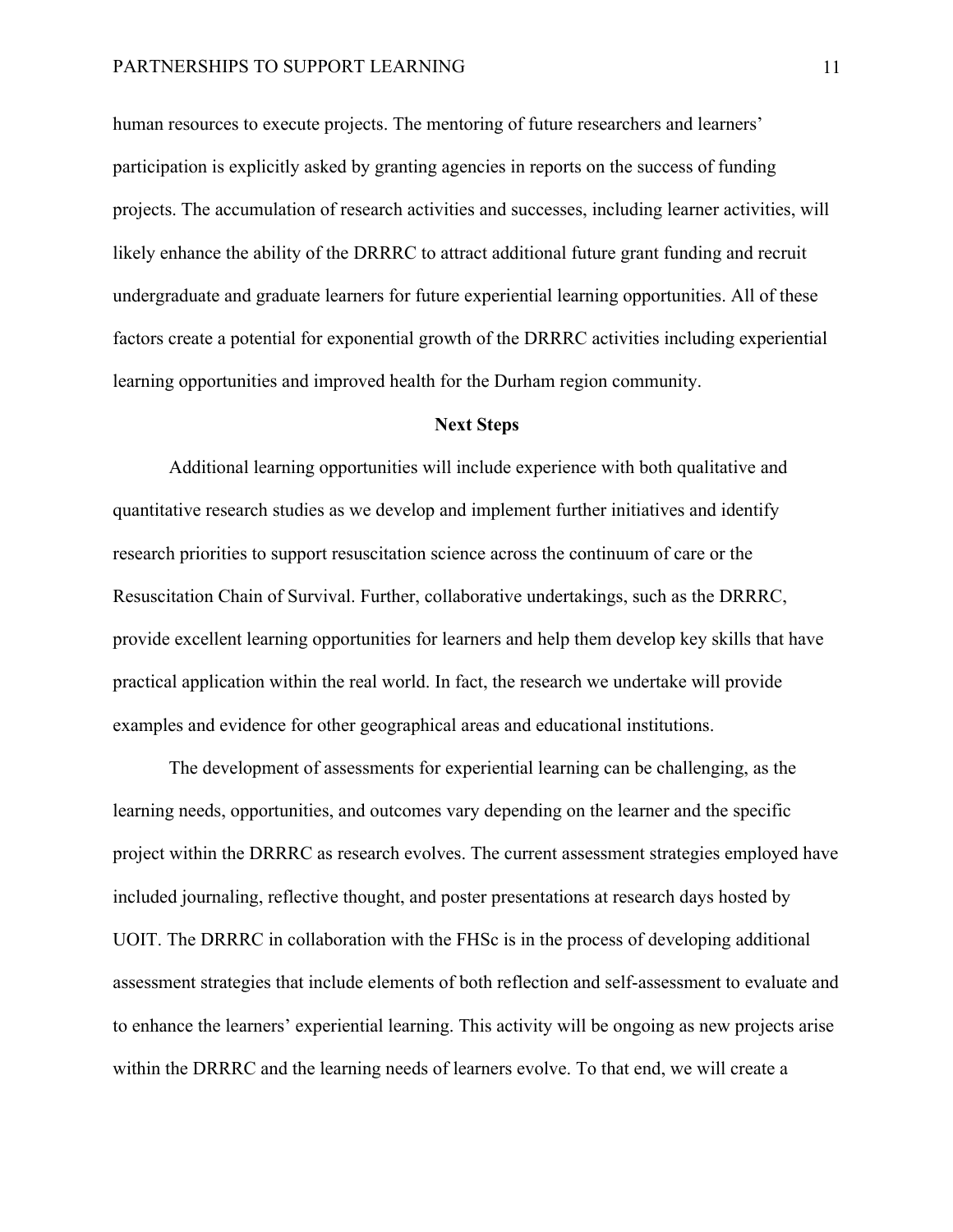human resources to execute projects. The mentoring of future researchers and learners' participation is explicitly asked by granting agencies in reports on the success of funding projects. The accumulation of research activities and successes, including learner activities, will likely enhance the ability of the DRRRC to attract additional future grant funding and recruit undergraduate and graduate learners for future experiential learning opportunities. All of these factors create a potential for exponential growth of the DRRRC activities including experiential learning opportunities and improved health for the Durham region community.

## Next Steps

Additional learning opportunities will include experience with both qualitative and quantitative research studies as we develop and implement further initiatives and identify research priorities to support resuscitation science across the continuum of care or the Resuscitation Chain of Survival. Further, collaborative undertakings, such as the DRRRC, provide excellent learning opportunities for learners and help them develop key skills that have practical application within the real world. In fact, the research we undertake will provide examples and evidence for other geographical areas and educational institutions.

The development of assessments for experiential learning can be challenging, as the learning needs, opportunities, and outcomes vary depending on the learner and the specific project within the DRRRC as research evolves. The current assessment strategies employed have included journaling, reflective thought, and poster presentations at research days hosted by UOIT. The DRRRC in collaboration with the FHSc is in the process of developing additional assessment strategies that include elements of both reflection and self-assessment to evaluate and to enhance the learners' experiential learning. This activity will be ongoing as new projects arise within the DRRRC and the learning needs of learners evolve. To that end, we will create a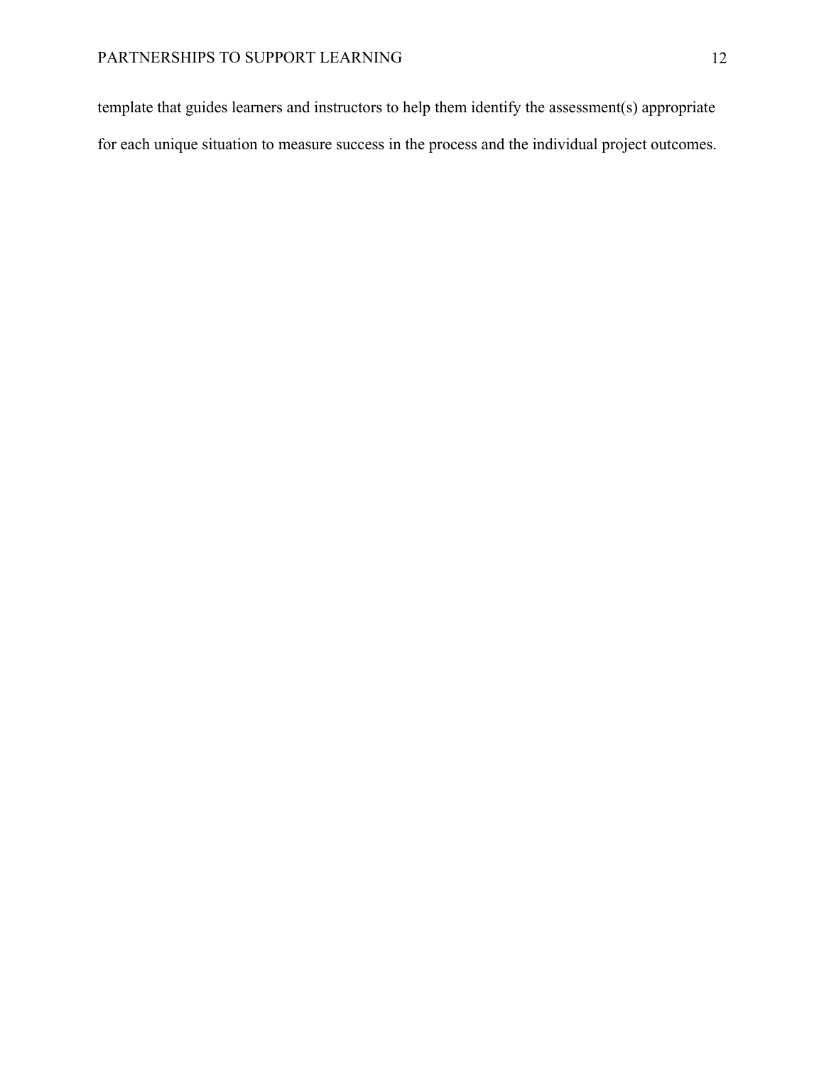template that guides learners and instructors to help them identify the assessment(s) appropriate for each unique situation to measure success in the process and the individual project outcomes.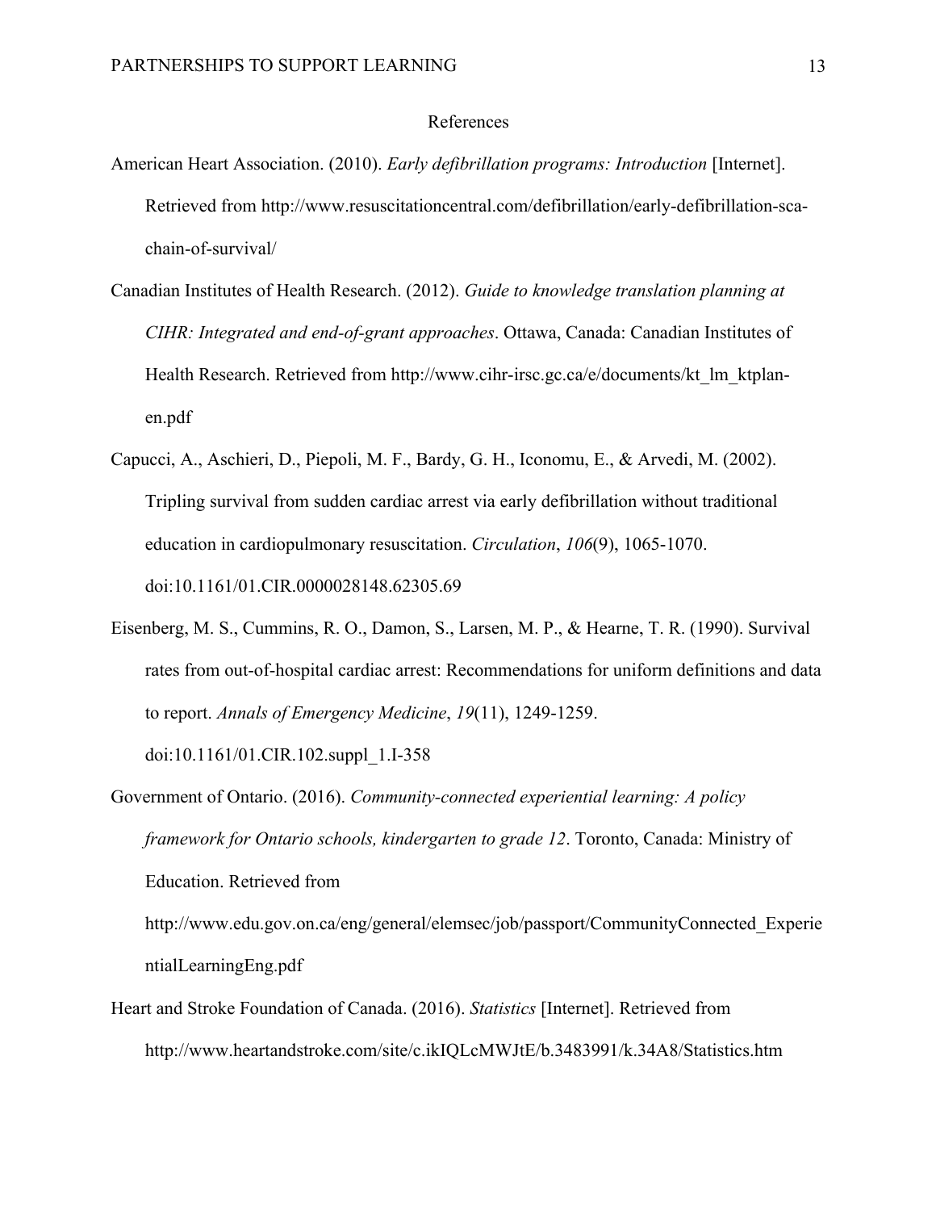# References

American Heart Association. (2010). *Early defibrillation programs: Introduction* [Internet]. Retrieved from http://www.resuscitationcentral.com/defibrillation/early-defibrillation-sca-chain-of-survival/

Canadian Institutes of Health Research. (2012). *Guide to knowledge translation planning at CIHR: Integrated and end-of-grant approaches*. Ottawa, Canada: Canadian Institutes of Health Research. Retrieved from http://www.cihr-irsc.gc.ca/e/documents/kt_lm_ktplan-en.pdf

Capucci, A., Aschieri, D., Piepoli, M. F., Bardy, G. H., Iconomu, E., & Arvedi, M. (2002). Tripling survival from sudden cardiac arrest via early defibrillation without traditional education in cardiopulmonary resuscitation. *Circulation*, *106*(9), 1065-1070. doi:10.1161/01.CIR.0000028148.62305.69

Eisenberg, M. S., Cummins, R. O., Damon, S., Larsen, M. P., & Hearne, T. R. (1990). Survival rates from out-of-hospital cardiac arrest: Recommendations for uniform definitions and data to report. *Annals of Emergency Medicine*, *19*(11), 1249-1259. doi:10.1161/01.CIR.102.suppl_1.I-358

Government of Ontario. (2016). *Community-connected experiential learning: A policy framework for Ontario schools, kindergarten to grade 12*. Toronto, Canada: Ministry of Education. Retrieved from http://www.edu.gov.on.ca/eng/general/elemsec/job/passport/CommunityConnected_ExperientialLearningEng.pdf

Heart and Stroke Foundation of Canada. (2016). *Statistics* [Internet]. Retrieved from http://www.heartandstroke.com/site/c.ikIQLcMWJtE/b.3483991/k.34A8/Statistics.htm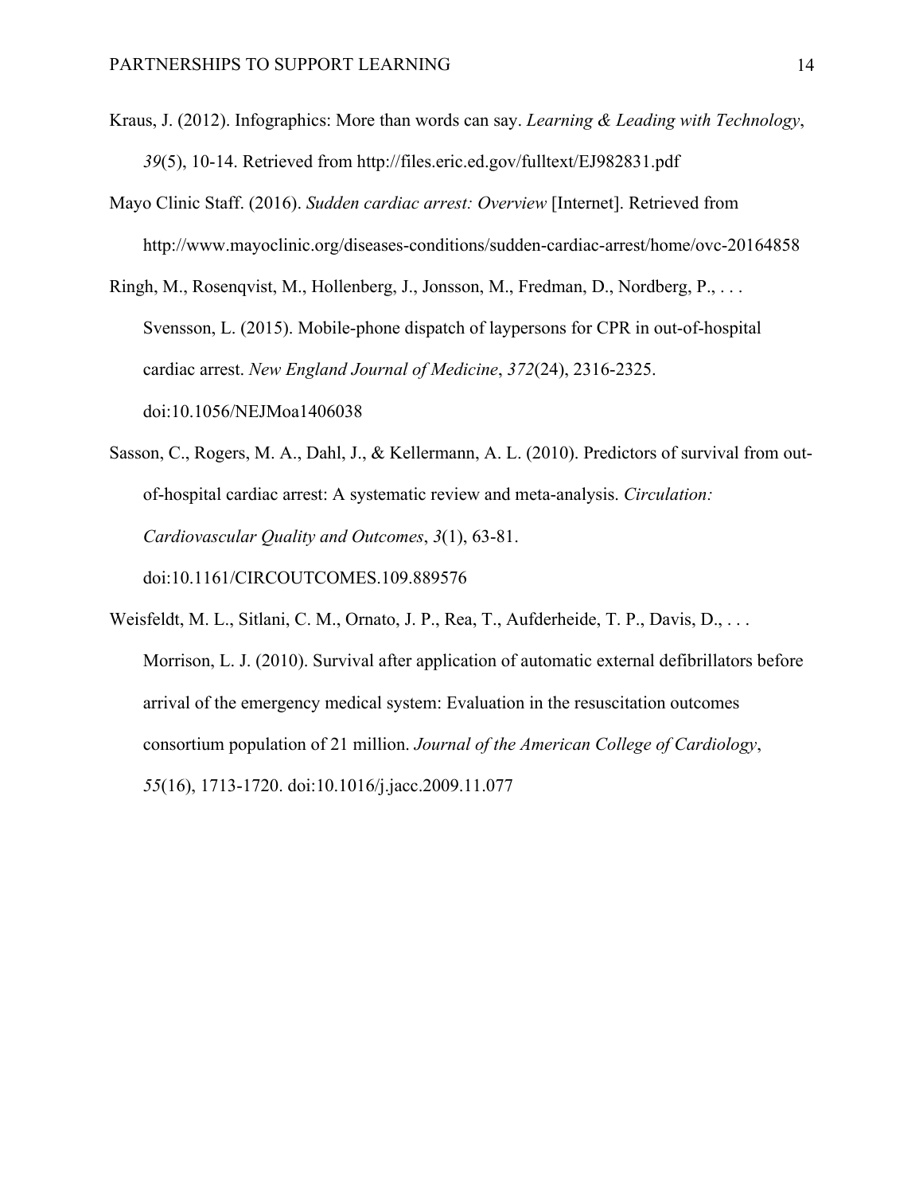Kraus, J. (2012). Infographics: More than words can say. *Learning & Leading with Technology*, *39*(5), 10-14. Retrieved from http://files.eric.ed.gov/fulltext/EJ982831.pdf

Mayo Clinic Staff. (2016). *Sudden cardiac arrest: Overview* [Internet]. Retrieved from http://www.mayoclinic.org/diseases-conditions/sudden-cardiac-arrest/home/ovc-20164858

Ringh, M., Rosenqvist, M., Hollenberg, J., Jonsson, M., Fredman, D., Nordberg, P., . . . Svensson, L. (2015). Mobile-phone dispatch of laypersons for CPR in out-of-hospital cardiac arrest. *New England Journal of Medicine*, *372*(24), 2316-2325. doi:10.1056/NEJMoa1406038

Sasson, C., Rogers, M. A., Dahl, J., & Kellermann, A. L. (2010). Predictors of survival from out-of-hospital cardiac arrest: A systematic review and meta-analysis. *Circulation: Cardiovascular Quality and Outcomes*, *3*(1), 63-81. doi:10.1161/CIRCOUTCOMES.109.889576

Weisfeldt, M. L., Sitlani, C. M., Ornato, J. P., Rea, T., Aufderheide, T. P., Davis, D., . . . Morrison, L. J. (2010). Survival after application of automatic external defibrillators before arrival of the emergency medical system: Evaluation in the resuscitation outcomes consortium population of 21 million. *Journal of the American College of Cardiology*, *55*(16), 1713-1720. doi:10.1016/j.jacc.2009.11.077